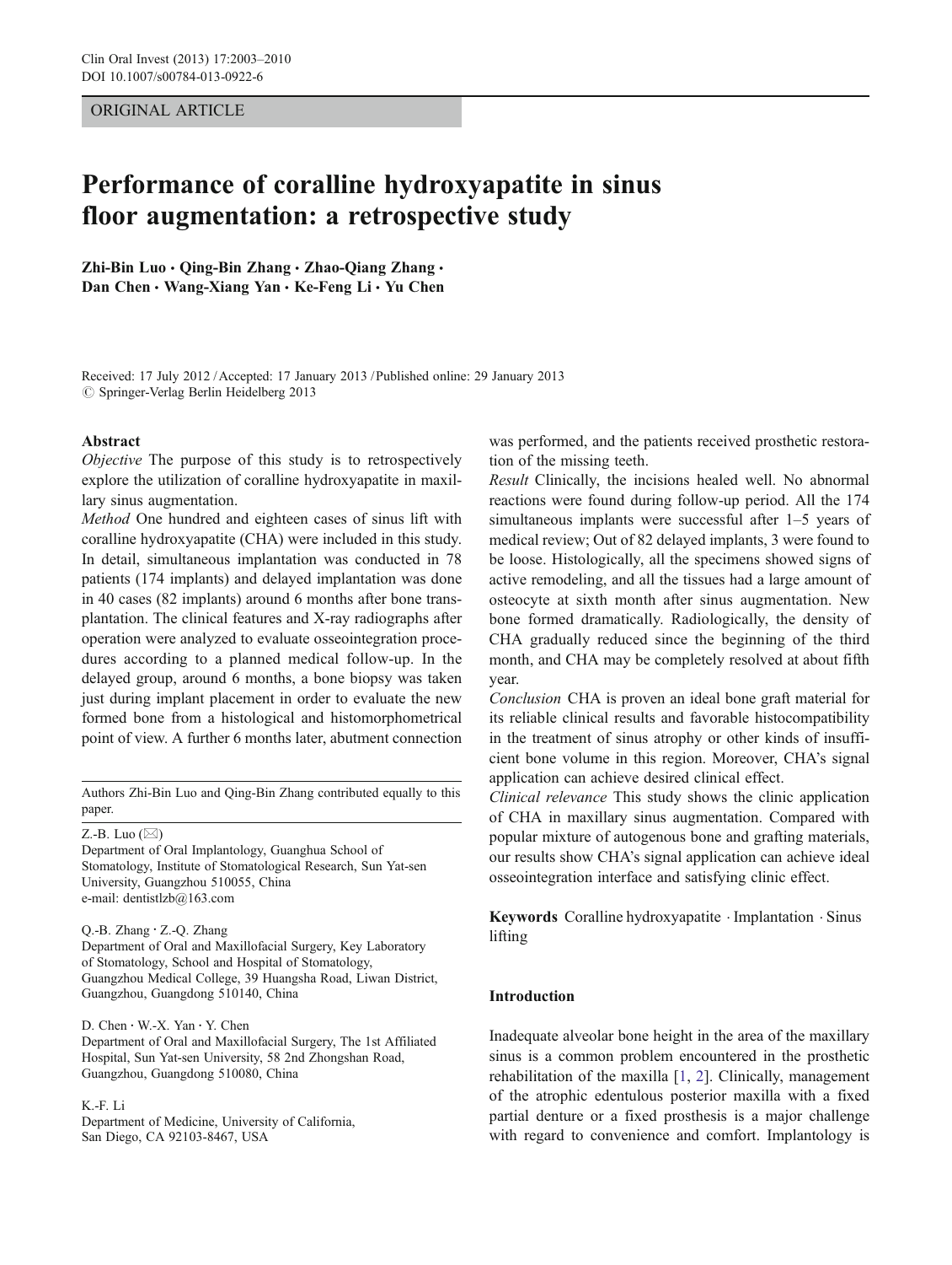ORIGINAL ARTICLE

# Performance of coralline hydroxyapatite in sinus floor augmentation: a retrospective study

**Zhi-Bin Luo · Qing-Bin Zhang · Zhao-Qiang Zhang · Dan Chen · Wang-Xiang Yan · Ke-Feng Li · Yu Chen**

Received: 17 July 2012 / Accepted: 17 January 2013 / Published online: 29 January 2013
© Springer-Verlag Berlin Heidelberg 2013

**Abstract**

*Objective* The purpose of this study is to retrospectively explore the utilization of coralline hydroxyapatite in maxillary sinus augmentation.

*Method* One hundred and eighteen cases of sinus lift with coralline hydroxyapatite (CHA) were included in this study. In detail, simultaneous implantation was conducted in 78 patients (174 implants) and delayed implantation was done in 40 cases (82 implants) around 6 months after bone transplantation. The clinical features and X-ray radiographs after operation were analyzed to evaluate osseointegration procedures according to a planned medical follow-up. In the delayed group, around 6 months, a bone biopsy was taken just during implant placement in order to evaluate the new formed bone from a histological and histomorphometrical point of view. A further 6 months later, abutment connection was performed, and the patients received prosthetic restoration of the missing teeth.

*Result* Clinically, the incisions healed well. No abnormal reactions were found during follow-up period. All the 174 simultaneous implants were successful after 1–5 years of medical review; Out of 82 delayed implants, 3 were found to be loose. Histologically, all the specimens showed signs of active remodeling, and all the tissues had a large amount of osteocyte at sixth month after sinus augmentation. New bone formed dramatically. Radiologically, the density of CHA gradually reduced since the beginning of the third month, and CHA may be completely resolved at about fifth year.

*Conclusion* CHA is proven an ideal bone graft material for its reliable clinical results and favorable histocompatibility in the treatment of sinus atrophy or other kinds of insufficient bone volume in this region. Moreover, CHA's signal application can achieve desired clinical effect.

*Clinical relevance* This study shows the clinic application of CHA in maxillary sinus augmentation. Compared with popular mixture of autogenous bone and grafting materials, our results show CHA's signal application can achieve ideal osseointegration interface and satisfying clinic effect.

**Keywords** Coralline hydroxyapatite · Implantation · Sinus lifting

Authors Zhi-Bin Luo and Qing-Bin Zhang contributed equally to this paper.

Z.-B. Luo (✉)
Department of Oral Implantology, Guanghua School of Stomatology, Institute of Stomatological Research, Sun Yat-sen University, Guangzhou 510055, China
e-mail: dentistlzb@163.com

Q.-B. Zhang · Z.-Q. Zhang
Department of Oral and Maxillofacial Surgery, Key Laboratory of Stomatology, School and Hospital of Stomatology, Guangzhou Medical College, 39 Huangsha Road, Liwan District, Guangzhou, Guangdong 510140, China

D. Chen · W.-X. Yan · Y. Chen
Department of Oral and Maxillofacial Surgery, The 1st Affiliated Hospital, Sun Yat-sen University, 58 2nd Zhongshan Road, Guangzhou, Guangdong 510080, China

K.-F. Li
Department of Medicine, University of California, San Diego, CA 92103-8467, USA

## Introduction

Inadequate alveolar bone height in the area of the maxillary sinus is a common problem encountered in the prosthetic rehabilitation of the maxilla [1, 2]. Clinically, management of the atrophic edentulous posterior maxilla with a fixed partial denture or a fixed prosthesis is a major challenge with regard to convenience and comfort. Implantology is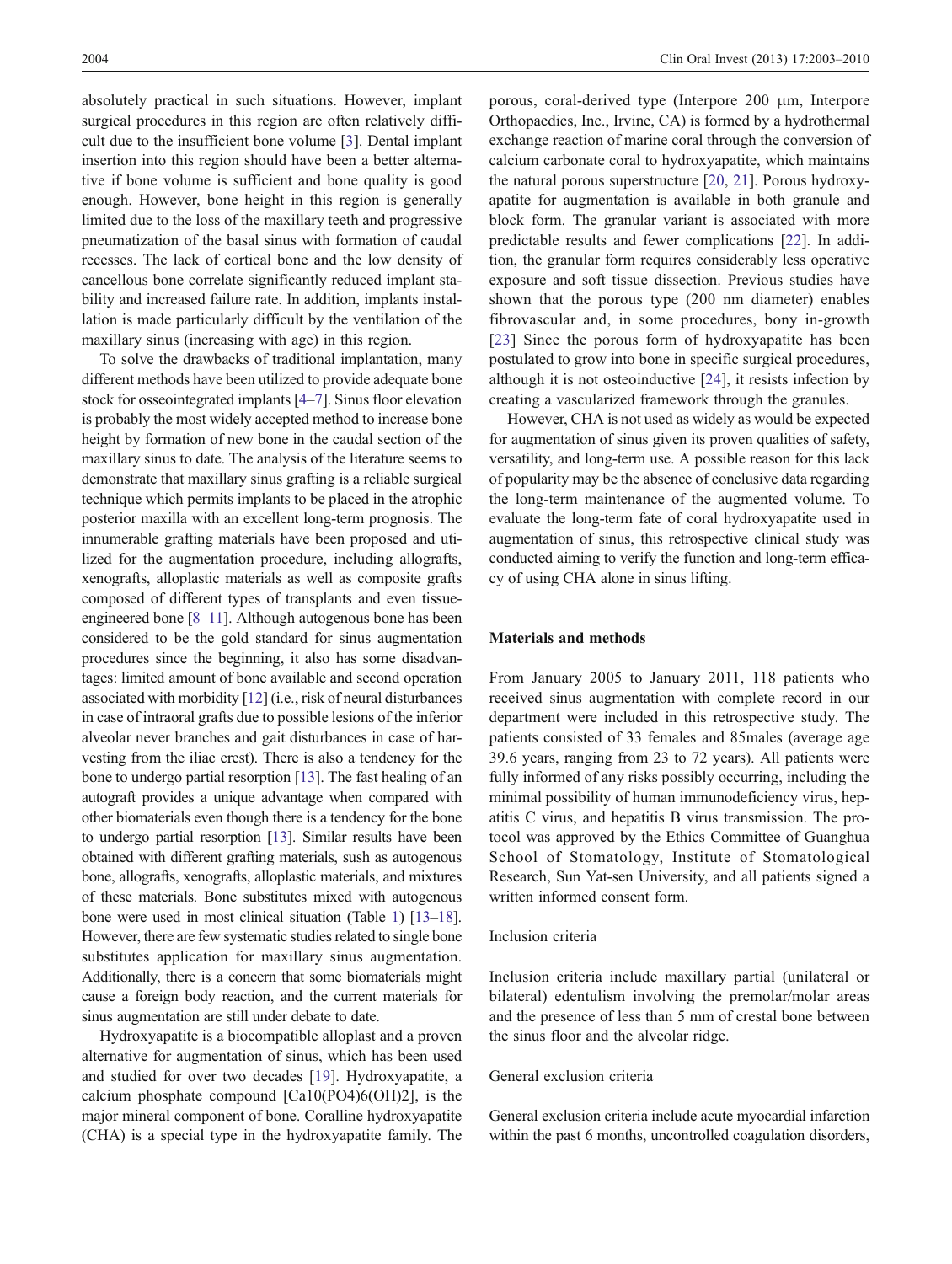absolutely practical in such situations. However, implant surgical procedures in this region are often relatively difficult due to the insufficient bone volume [3]. Dental implant insertion into this region should have been a better alternative if bone volume is sufficient and bone quality is good enough. However, bone height in this region is generally limited due to the loss of the maxillary teeth and progressive pneumatization of the basal sinus with formation of caudal recesses. The lack of cortical bone and the low density of cancellous bone correlate significantly reduced implant stability and increased failure rate. In addition, implants installation is made particularly difficult by the ventilation of the maxillary sinus (increasing with age) in this region.

To solve the drawbacks of traditional implantation, many different methods have been utilized to provide adequate bone stock for osseointegrated implants [4–7]. Sinus floor elevation is probably the most widely accepted method to increase bone height by formation of new bone in the caudal section of the maxillary sinus to date. The analysis of the literature seems to demonstrate that maxillary sinus grafting is a reliable surgical technique which permits implants to be placed in the atrophic posterior maxilla with an excellent long-term prognosis. The innumerable grafting materials have been proposed and utilized for the augmentation procedure, including allografts, xenografts, alloplastic materials as well as composite grafts composed of different types of transplants and even tissue-engineered bone [8–11]. Although autogenous bone has been considered to be the gold standard for sinus augmentation procedures since the beginning, it also has some disadvantages: limited amount of bone available and second operation associated with morbidity [12] (i.e., risk of neural disturbances in case of intraoral grafts due to possible lesions of the inferior alveolar never branches and gait disturbances in case of harvesting from the iliac crest). There is also a tendency for the bone to undergo partial resorption [13]. The fast healing of an autograft provides a unique advantage when compared with other biomaterials even though there is a tendency for the bone to undergo partial resorption [13]. Similar results have been obtained with different grafting materials, sush as autogenous bone, allografts, xenografts, alloplastic materials, and mixtures of these materials. Bone substitutes mixed with autogenous bone were used in most clinical situation (Table 1) [13–18]. However, there are few systematic studies related to single bone substitutes application for maxillary sinus augmentation. Additionally, there is a concern that some biomaterials might cause a foreign body reaction, and the current materials for sinus augmentation are still under debate to date.

Hydroxyapatite is a biocompatible alloplast and a proven alternative for augmentation of sinus, which has been used and studied for over two decades [19]. Hydroxyapatite, a calcium phosphate compound [$Ca_{10}(PO_4)_6(OH)_2$], is the major mineral component of bone. Coralline hydroxyapatite (CHA) is a special type in the hydroxyapatite family. The porous, coral-derived type (Interpore 200 μm, Interpore Orthopaedics, Inc., Irvine, CA) is formed by a hydrothermal exchange reaction of marine coral through the conversion of calcium carbonate coral to hydroxyapatite, which maintains the natural porous superstructure [20, 21]. Porous hydroxyapatite for augmentation is available in both granule and block form. The granular variant is associated with more predictable results and fewer complications [22]. In addition, the granular form requires considerably less operative exposure and soft tissue dissection. Previous studies have shown that the porous type (200 nm diameter) enables fibrovascular and, in some procedures, bony in-growth [23] Since the porous form of hydroxyapatite has been postulated to grow into bone in specific surgical procedures, although it is not osteoinductive [24], it resists infection by creating a vascularized framework through the granules.

However, CHA is not used as widely as would be expected for augmentation of sinus given its proven qualities of safety, versatility, and long-term use. A possible reason for this lack of popularity may be the absence of conclusive data regarding the long-term maintenance of the augmented volume. To evaluate the long-term fate of coral hydroxyapatite used in augmentation of sinus, this retrospective clinical study was conducted aiming to verify the function and long-term efficacy of using CHA alone in sinus lifting.

## Materials and methods

From January 2005 to January 2011, 118 patients who received sinus augmentation with complete record in our department were included in this retrospective study. The patients consisted of 33 females and 85males (average age 39.6 years, ranging from 23 to 72 years). All patients were fully informed of any risks possibly occurring, including the minimal possibility of human immunodeficiency virus, hepatitis C virus, and hepatitis B virus transmission. The protocol was approved by the Ethics Committee of Guanghua School of Stomatology, Institute of Stomatological Research, Sun Yat-sen University, and all patients signed a written informed consent form.

### Inclusion criteria

Inclusion criteria include maxillary partial (unilateral or bilateral) edentulism involving the premolar/molar areas and the presence of less than 5 mm of crestal bone between the sinus floor and the alveolar ridge.

### General exclusion criteria

General exclusion criteria include acute myocardial infarction within the past 6 months, uncontrolled coagulation disorders,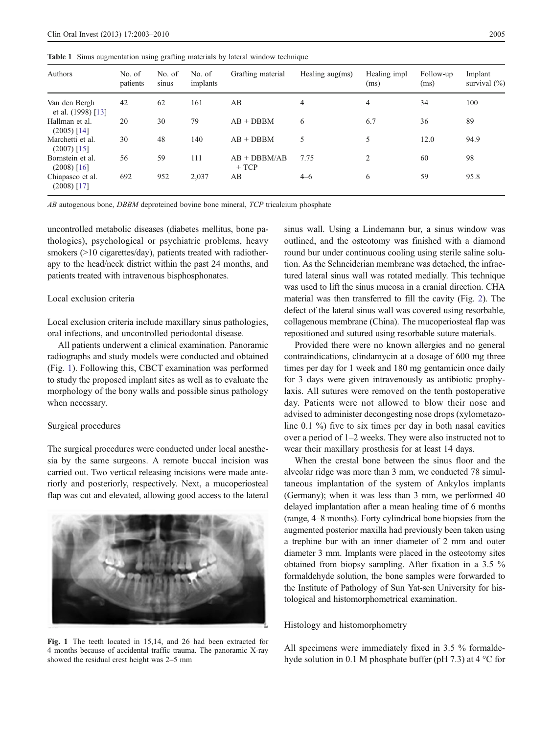**Table 1** Sinus augmentation using grafting materials by lateral window technique

| Authors | No. of patients | No. of sinus | No. of implants | Grafting material | Healing aug(ms) | Healing impl (ms) | Follow-up (ms) | Implant survival (%) |
|---|---|---|---|---|---|---|---|---|
| Van den Bergh et al. (1998) [13] | 42 | 62 | 161 | AB | 4 | 4 | 34 | 100 |
| Hallman et al. (2005) [14] | 20 | 30 | 79 | AB + DBBM | 6 | 6.7 | 36 | 89 |
| Marchetti et al. (2007) [15] | 30 | 48 | 140 | AB + DBBM | 5 | 5 | 12.0 | 94.9 |
| Bornstein et al. (2008) [16] | 56 | 59 | 111 | AB + DBBM/AB + TCP | 7.75 | 2 | 60 | 98 |
| Chiapasco et al. (2008) [17] | 692 | 952 | 2,037 | AB | 4–6 | 6 | 59 | 95.8 |

*AB* autogenous bone, *DBBM* deproteined bovine bone mineral, *TCP* tricalcium phosphate

uncontrolled metabolic diseases (diabetes mellitus, bone pathologies), psychological or psychiatric problems, heavy smokers (>10 cigarettes/day), patients treated with radiotherapy to the head/neck district within the past 24 months, and patients treated with intravenous bisphosphonates.

### Local exclusion criteria

Local exclusion criteria include maxillary sinus pathologies, oral infections, and uncontrolled periodontal disease.

All patients underwent a clinical examination. Panoramic radiographs and study models were conducted and obtained (Fig. 1). Following this, CBCT examination was performed to study the proposed implant sites as well as to evaluate the morphology of the bony walls and possible sinus pathology when necessary.

### Surgical procedures

The surgical procedures were conducted under local anesthesia by the same surgeons. A remote buccal incision was carried out. Two vertical releasing incisions were made anteriorly and posteriorly, respectively. Next, a mucoperiosteal flap was cut and elevated, allowing good access to the lateral sinus wall. Using a Lindemann bur, a sinus window was outlined, and the osteotomy was finished with a diamond round bur under continuous cooling using sterile saline solution. As the Schneiderian membrane was detached, the infractured lateral sinus wall was rotated medially. This technique was used to lift the sinus mucosa in a cranial direction. CHA material was then transferred to fill the cavity (Fig. 2). The defect of the lateral sinus wall was covered using resorbable, collagenous membrane (China). The mucoperiosteal flap was repositioned and sutured using resorbable suture materials.

**Fig. 1** The teeth located in 15,14, and 26 had been extracted for 4 months because of accidental traffic trauma. The panoramic X-ray showed the residual crest height was 2–5 mm

Provided there were no known allergies and no general contraindications, clindamycin at a dosage of 600 mg three times per day for 1 week and 180 mg gentamicin once daily for 3 days were given intravenously as antibiotic prophylaxis. All sutures were removed on the tenth postoperative day. Patients were not allowed to blow their nose and advised to administer decongesting nose drops (xylometazoline 0.1 %) five to six times per day in both nasal cavities over a period of 1–2 weeks. They were also instructed not to wear their maxillary prosthesis for at least 14 days.

When the crestal bone between the sinus floor and the alveolar ridge was more than 3 mm, we conducted 78 simultaneous implantation of the system of Ankylos implants (Germany); when it was less than 3 mm, we performed 40 delayed implantation after a mean healing time of 6 months (range, 4–8 months). Forty cylindrical bone biopsies from the augmented posterior maxilla had previously been taken using a trephine bur with an inner diameter of 2 mm and outer diameter 3 mm. Implants were placed in the osteotomy sites obtained from biopsy sampling. After fixation in a 3.5 % formaldehyde solution, the bone samples were forwarded to the Institute of Pathology of Sun Yat-sen University for histological and histomorphometrical examination.

### Histology and histomorphometry

All specimens were immediately fixed in 3.5 % formaldehyde solution in 0.1 M phosphate buffer (pH 7.3) at 4 °C for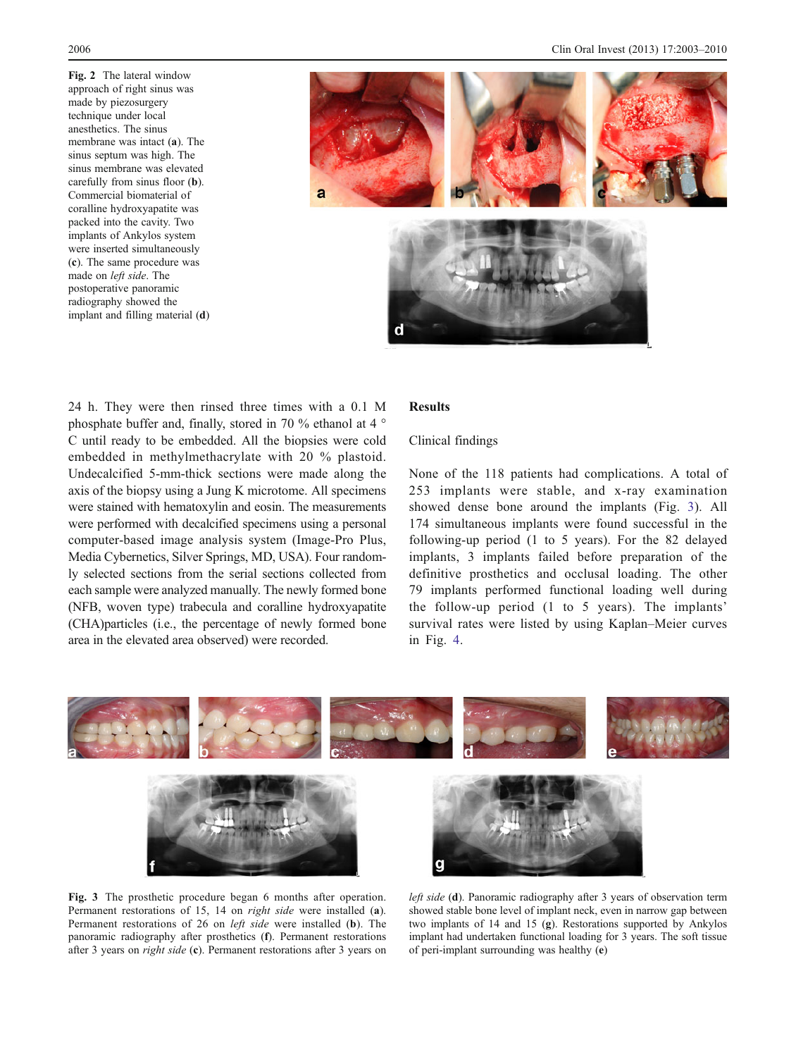Fig. 2 The lateral window approach of right sinus was made by piezosurgery technique under local anesthetics. The sinus membrane was intact (**a**). The sinus septum was high. The sinus membrane was elevated carefully from sinus floor (**b**). Commercial biomaterial of coralline hydroxyapatite was packed into the cavity. Two implants of Ankylos system were inserted simultaneously (**c**). The same procedure was made on *left side*. The postoperative panoramic radiography showed the implant and filling material (**d**)

24 h. They were then rinsed three times with a 0.1 M phosphate buffer and, finally, stored in 70 % ethanol at 4 °C until ready to be embedded. All the biopsies were cold embedded in methylmethacrylate with 20 % plastoid. Undecalcified 5-mm-thick sections were made along the axis of the biopsy using a Jung K microtome. All specimens were stained with hematoxylin and eosin. The measurements were performed with decalcified specimens using a personal computer-based image analysis system (Image-Pro Plus, Media Cybernetics, Silver Springs, MD, USA). Four randomly selected sections from the serial sections collected from each sample were analyzed manually. The newly formed bone (NFB, woven type) trabecula and coralline hydroxyapatite (CHA)particles (i.e., the percentage of newly formed bone area in the elevated area observed) were recorded.

## Results

### Clinical findings

None of the 118 patients had complications. A total of 253 implants were stable, and x-ray examination showed dense bone around the implants (Fig. 3). All 174 simultaneous implants were found successful in the following-up period (1 to 5 years). For the 82 delayed implants, 3 implants failed before preparation of the definitive prosthetics and occlusal loading. The other 79 implants performed functional loading well during the follow-up period (1 to 5 years). The implants' survival rates were listed by using Kaplan–Meier curves in Fig. 4.

Fig. 3 The prosthetic procedure began 6 months after operation. Permanent restorations of 15, 14 on *right side* were installed (**a**). Permanent restorations of 26 on *left side* were installed (**b**). The panoramic radiography after prosthetics (**f**). Permanent restorations after 3 years on *right side* (**c**). Permanent restorations after 3 years on *left side* (**d**). Panoramic radiography after 3 years of observation term showed stable bone level of implant neck, even in narrow gap between two implants of 14 and 15 (**g**). Restorations supported by Ankylos implant had undertaken functional loading for 3 years. The soft tissue of peri-implant surrounding was healthy (**e**)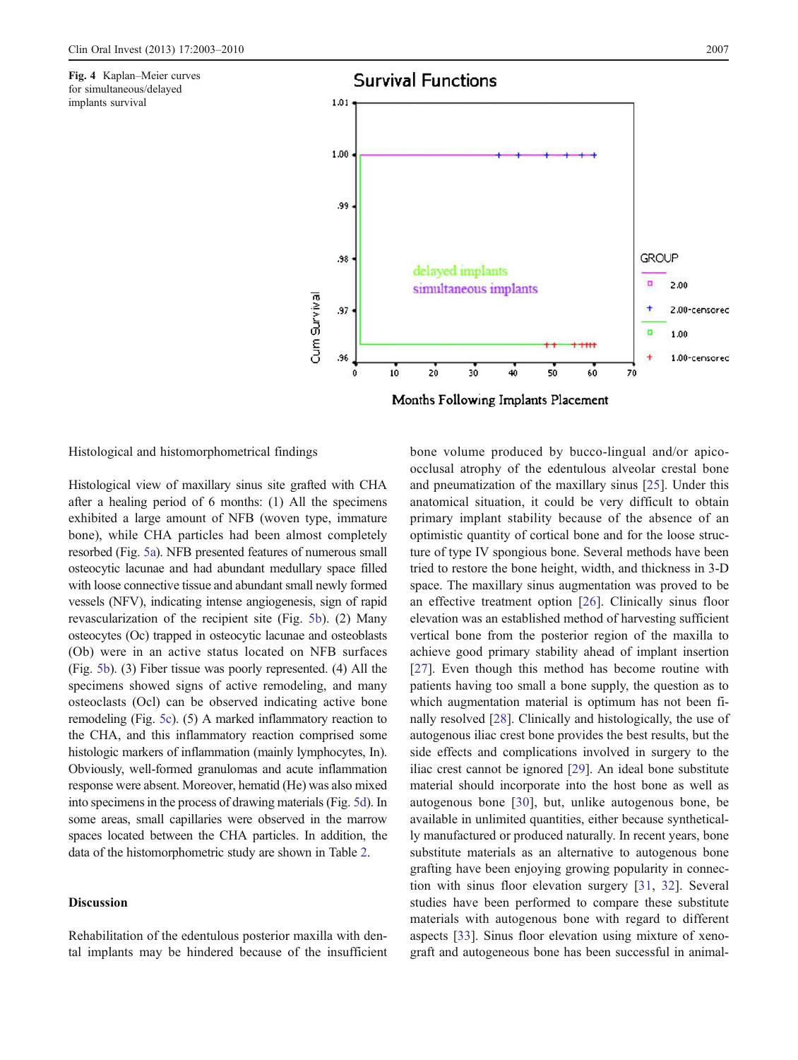**Fig. 4** Kaplan–Meier curves for simultaneous/delayed implants survival

### Histological and histomorphometrical findings

Histological view of maxillary sinus site grafted with CHA after a healing period of 6 months: (1) All the specimens exhibited a large amount of NFB (woven type, immature bone), while CHA particles had been almost completely resorbed (Fig. 5a). NFB presented features of numerous small osteocytic lacunae and had abundant medullary space filled with loose connective tissue and abundant small newly formed vessels (NFV), indicating intense angiogenesis, sign of rapid revascularization of the recipient site (Fig. 5b). (2) Many osteocytes (Oc) trapped in osteocytic lacunae and osteoblasts (Ob) were in an active status located on NFB surfaces (Fig. 5b). (3) Fiber tissue was poorly represented. (4) All the specimens showed signs of active remodeling, and many osteoclasts (Ocl) can be observed indicating active bone remodeling (Fig. 5c). (5) A marked inflammatory reaction to the CHA, and this inflammatory reaction comprised some histologic markers of inflammation (mainly lymphocytes, In). Obviously, well-formed granulomas and acute inflammation response were absent. Moreover, hematid (He) was also mixed into specimens in the process of drawing materials (Fig. 5d). In some areas, small capillaries were observed in the marrow spaces located between the CHA particles. In addition, the data of the histomorphometric study are shown in Table 2.

## Discussion

Rehabilitation of the edentulous posterior maxilla with dental implants may be hindered because of the insufficient bone volume produced by bucco-lingual and/or apico-occlusal atrophy of the edentulous alveolar crestal bone and pneumatization of the maxillary sinus [25]. Under this anatomical situation, it could be very difficult to obtain primary implant stability because of the absence of an optimistic quantity of cortical bone and for the loose structure of type IV spongious bone. Several methods have been tried to restore the bone height, width, and thickness in 3-D space. The maxillary sinus augmentation was proved to be an effective treatment option [26]. Clinically sinus floor elevation was an established method of harvesting sufficient vertical bone from the posterior region of the maxilla to achieve good primary stability ahead of implant insertion [27]. Even though this method has become routine with patients having too small a bone supply, the question as to which augmentation material is optimum has not been finally resolved [28]. Clinically and histologically, the use of autogenous iliac crest bone provides the best results, but the side effects and complications involved in surgery to the iliac crest cannot be ignored [29]. An ideal bone substitute material should incorporate into the host bone as well as autogenous bone [30], but, unlike autogenous bone, be available in unlimited quantities, either because synthetically manufactured or produced naturally. In recent years, bone substitute materials as an alternative to autogenous bone grafting have been enjoying growing popularity in connection with sinus floor elevation surgery [31, 32]. Several studies have been performed to compare these substitute materials with autogenous bone with regard to different aspects [33]. Sinus floor elevation using mixture of xenograft and autogeneous bone has been successful in animal-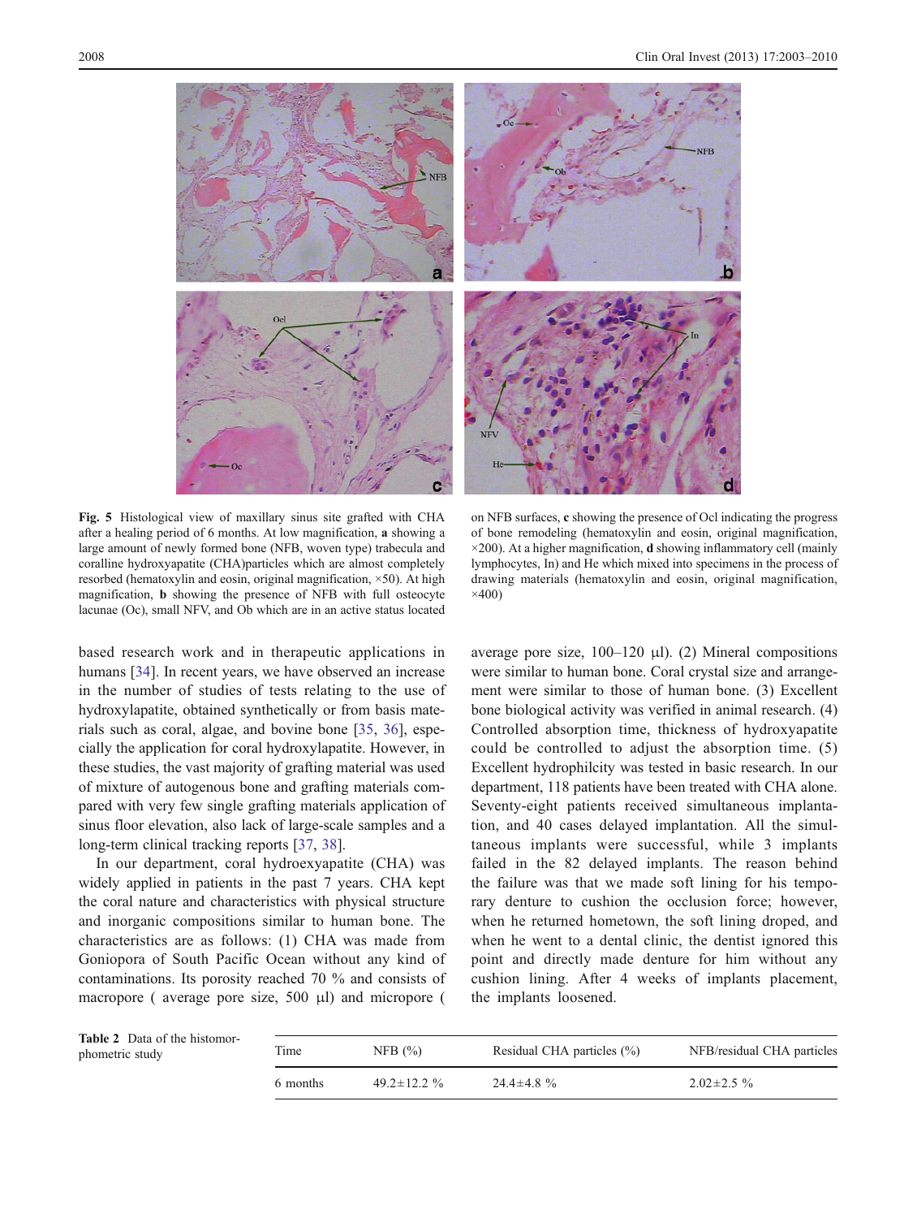Fig. 5 Histological view of maxillary sinus site grafted with CHA after a healing period of 6 months. At low magnification, **a** showing a large amount of newly formed bone (NFB, woven type) trabecula and coralline hydroxyapatite (CHA)particles which are almost completely resorbed (hematoxylin and eosin, original magnification, ×50). At high magnification, **b** showing the presence of NFB with full osteocyte lacunae (Oc), small NFV, and Ob which are in an active status located on NFB surfaces, **c** showing the presence of Ocl indicating the progress of bone remodeling (hematoxylin and eosin, original magnification, ×200). At a higher magnification, **d** showing inflammatory cell (mainly lymphocytes, In) and He which mixed into specimens in the process of drawing materials (hematoxylin and eosin, original magnification, ×400)

based research work and in therapeutic applications in humans [34]. In recent years, we have observed an increase in the number of studies of tests relating to the use of hydroxylapatite, obtained synthetically or from basis materials such as coral, algae, and bovine bone [35, 36], especially the application for coral hydroxylapatite. However, in these studies, the vast majority of grafting material was used of mixture of autogenous bone and grafting materials compared with very few single grafting materials application of sinus floor elevation, also lack of large-scale samples and a long-term clinical tracking reports [37, 38].

In our department, coral hydroexyapatite (CHA) was widely applied in patients in the past 7 years. CHA kept the coral nature and characteristics with physical structure and inorganic compositions similar to human bone. The characteristics are as follows: (1) CHA was made from Goniopora of South Pacific Ocean without any kind of contaminations. Its porosity reached 70 % and consists of macropore ( average pore size, 500 μl) and micropore ( average pore size, 100–120 μl). (2) Mineral compositions were similar to human bone. Coral crystal size and arrangement were similar to those of human bone. (3) Excellent bone biological activity was verified in animal research. (4) Controlled absorption time, thickness of hydroxyapatite could be controlled to adjust the absorption time. (5) Excellent hydrophilcity was tested in basic research. In our department, 118 patients have been treated with CHA alone. Seventy-eight patients received simultaneous implantation, and 40 cases delayed implantation. All the simultaneous implants were successful, while 3 implants failed in the 82 delayed implants. The reason behind the failure was that we made soft lining for his temporary denture to cushion the occlusion force; however, when he returned hometown, the soft lining droped, and when he went to a dental clinic, the dentist ignored this point and directly made denture for him without any cushion lining. After 4 weeks of implants placement, the implants loosened.

Table 2 Data of the histomorphometric study

| Time | NFB (%) | Residual CHA particles (%) | NFB/residual CHA particles |
|---|---|---|---|
| 6 months | 49.2±12.2 % | 24.4±4.8 % | 2.02±2.5 % |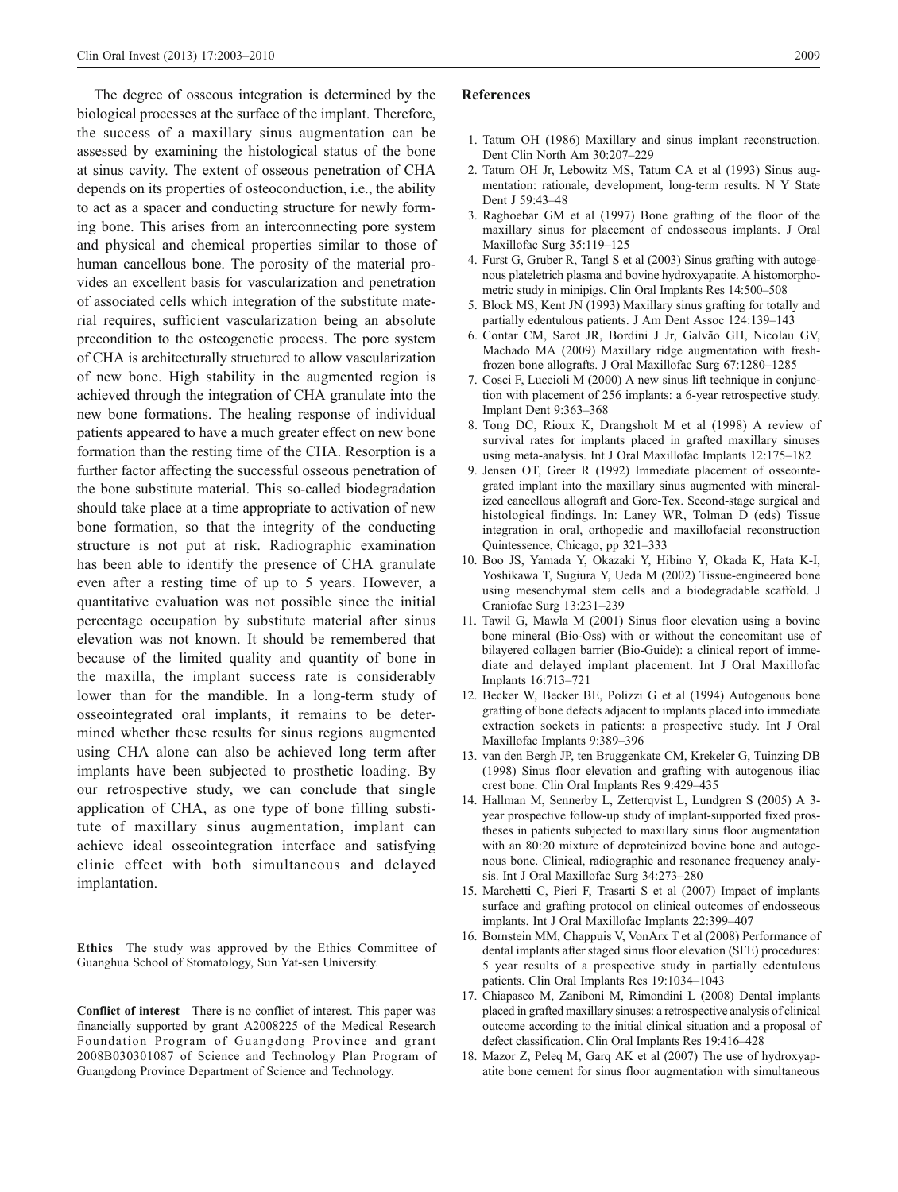The degree of osseous integration is determined by the biological processes at the surface of the implant. Therefore, the success of a maxillary sinus augmentation can be assessed by examining the histological status of the bone at sinus cavity. The extent of osseous penetration of CHA depends on its properties of osteoconduction, i.e., the ability to act as a spacer and conducting structure for newly forming bone. This arises from an interconnecting pore system and physical and chemical properties similar to those of human cancellous bone. The porosity of the material provides an excellent basis for vascularization and penetration of associated cells which integration of the substitute material requires, sufficient vascularization being an absolute precondition to the osteogenetic process. The pore system of CHA is architecturally structured to allow vascularization of new bone. High stability in the augmented region is achieved through the integration of CHA granulate into the new bone formations. The healing response of individual patients appeared to have a much greater effect on new bone formation than the resting time of the CHA. Resorption is a further factor affecting the successful osseous penetration of the bone substitute material. This so-called biodegradation should take place at a time appropriate to activation of new bone formation, so that the integrity of the conducting structure is not put at risk. Radiographic examination has been able to identify the presence of CHA granulate even after a resting time of up to 5 years. However, a quantitative evaluation was not possible since the initial percentage occupation by substitute material after sinus elevation was not known. It should be remembered that because of the limited quality and quantity of bone in the maxilla, the implant success rate is considerably lower than for the mandible. In a long-term study of osseointegrated oral implants, it remains to be determined whether these results for sinus regions augmented using CHA alone can also be achieved long term after implants have been subjected to prosthetic loading. By our retrospective study, we can conclude that single application of CHA, as one type of bone filling substitute of maxillary sinus augmentation, implant can achieve ideal osseointegration interface and satisfying clinic effect with both simultaneous and delayed implantation.

**Ethics** The study was approved by the Ethics Committee of Guanghua School of Stomatology, Sun Yat-sen University.

**Conflict of interest** There is no conflict of interest. This paper was financially supported by grant A2008225 of the Medical Research Foundation Program of Guangdong Province and grant 2008B030301087 of Science and Technology Plan Program of Guangdong Province Department of Science and Technology.

## References

1. Tatum OH (1986) Maxillary and sinus implant reconstruction. Dent Clin North Am 30:207–229
2. Tatum OH Jr, Lebowitz MS, Tatum CA et al (1993) Sinus augmentation: rationale, development, long-term results. N Y State Dent J 59:43–48
3. Raghoebar GM et al (1997) Bone grafting of the floor of the maxillary sinus for placement of endosseous implants. J Oral Maxillofac Surg 35:119–125
4. Furst G, Gruber R, Tangl S et al (2003) Sinus grafting with autogenous plateletrich plasma and bovine hydroxyapatite. A histomorphometric study in minipigs. Clin Oral Implants Res 14:500–508
5. Block MS, Kent JN (1993) Maxillary sinus grafting for totally and partially edentulous patients. J Am Dent Assoc 124:139–143
6. Contar CM, Sarot JR, Bordini J Jr, Galvão GH, Nicolau GV, Machado MA (2009) Maxillary ridge augmentation with fresh-frozen bone allografts. J Oral Maxillofac Surg 67:1280–1285
7. Cosci F, Luccioli M (2000) A new sinus lift technique in conjunction with placement of 256 implants: a 6-year retrospective study. Implant Dent 9:363–368
8. Tong DC, Rioux K, Drangsholt M et al (1998) A review of survival rates for implants placed in grafted maxillary sinuses using meta-analysis. Int J Oral Maxillofac Implants 12:175–182
9. Jensen OT, Greer R (1992) Immediate placement of osseointegrated implant into the maxillary sinus augmented with mineralized cancellous allograft and Gore-Tex. Second-stage surgical and histological findings. In: Laney WR, Tolman D (eds) Tissue integration in oral, orthopedic and maxillofacial reconstruction Quintessence, Chicago, pp 321–333
10. Boo JS, Yamada Y, Okazaki Y, Hibino Y, Okada K, Hata K-I, Yoshikawa T, Sugiura Y, Ueda M (2002) Tissue-engineered bone using mesenchymal stem cells and a biodegradable scaffold. J Craniofac Surg 13:231–239
11. Tawil G, Mawla M (2001) Sinus floor elevation using a bovine bone mineral (Bio-Oss) with or without the concomitant use of bilayered collagen barrier (Bio-Guide): a clinical report of immediate and delayed implant placement. Int J Oral Maxillofac Implants 16:713–721
12. Becker W, Becker BE, Polizzi G et al (1994) Autogenous bone grafting of bone defects adjacent to implants placed into immediate extraction sockets in patients: a prospective study. Int J Oral Maxillofac Implants 9:389–396
13. van den Bergh JP, ten Bruggenkate CM, Krekeler G, Tuinzing DB (1998) Sinus floor elevation and grafting with autogenous iliac crest bone. Clin Oral Implants Res 9:429–435
14. Hallman M, Sennerby L, Zetterqvist L, Lundgren S (2005) A 3-year prospective follow-up study of implant-supported fixed prostheses in patients subjected to maxillary sinus floor augmentation with an 80:20 mixture of deproteinized bovine bone and autogenous bone. Clinical, radiographic and resonance frequency analysis. Int J Oral Maxillofac Surg 34:273–280
15. Marchetti C, Pieri F, Trasarti S et al (2007) Impact of implants surface and grafting protocol on clinical outcomes of endosseous implants. Int J Oral Maxillofac Implants 22:399–407
16. Bornstein MM, Chappuis V, VonArx T et al (2008) Performance of dental implants after staged sinus floor elevation (SFE) procedures: 5 year results of a prospective study in partially edentulous patients. Clin Oral Implants Res 19:1034–1043
17. Chiapasco M, Zaniboni M, Rimondini L (2008) Dental implants placed in grafted maxillary sinuses: a retrospective analysis of clinical outcome according to the initial clinical situation and a proposal of defect classification. Clin Oral Implants Res 19:416–428
18. Mazor Z, Peleq M, Garq AK et al (2007) The use of hydroxyapatite bone cement for sinus floor augmentation with simultaneous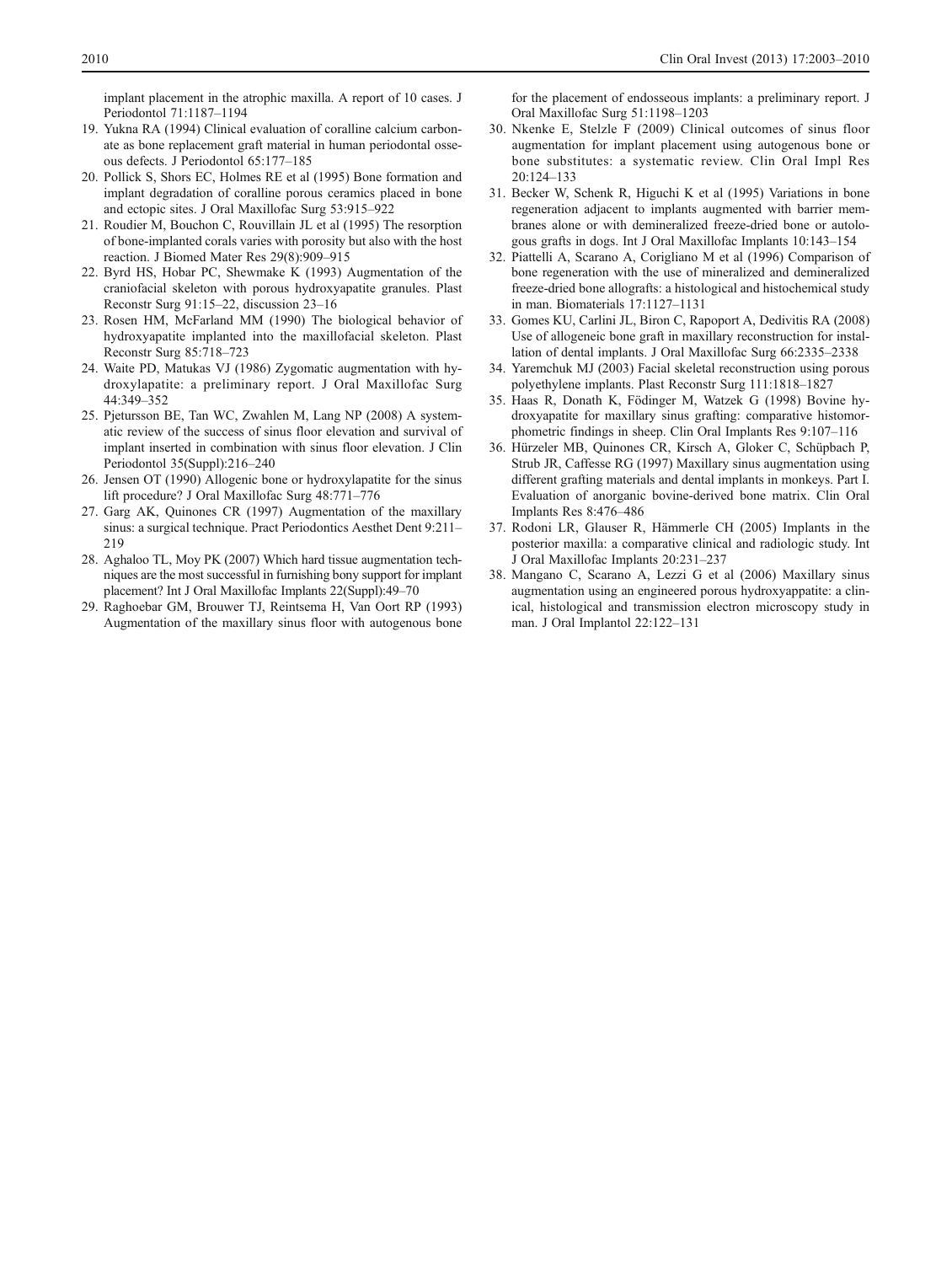implant placement in the atrophic maxilla. A report of 10 cases. J Periodontol 71:1187–1194

19. Yukna RA (1994) Clinical evaluation of coralline calcium carbonate as bone replacement graft material in human periodontal osseous defects. J Periodontol 65:177–185
20. Pollick S, Shors EC, Holmes RE et al (1995) Bone formation and implant degradation of coralline porous ceramics placed in bone and ectopic sites. J Oral Maxillofac Surg 53:915–922
21. Roudier M, Bouchon C, Rouvillain JL et al (1995) The resorption of bone-implanted corals varies with porosity but also with the host reaction. J Biomed Mater Res 29(8):909–915
22. Byrd HS, Hobar PC, Shewmake K (1993) Augmentation of the craniofacial skeleton with porous hydroxyapatite granules. Plast Reconstr Surg 91:15–22, discussion 23–16
23. Rosen HM, McFarland MM (1990) The biological behavior of hydroxyapatite implanted into the maxillofacial skeleton. Plast Reconstr Surg 85:718–723
24. Waite PD, Matukas VJ (1986) Zygomatic augmentation with hydroxylapatite: a preliminary report. J Oral Maxillofac Surg 44:349–352
25. Pjetursson BE, Tan WC, Zwahlen M, Lang NP (2008) A systematic review of the success of sinus floor elevation and survival of implant inserted in combination with sinus floor elevation. J Clin Periodontol 35(Suppl):216–240
26. Jensen OT (1990) Allogenic bone or hydroxylapatite for the sinus lift procedure? J Oral Maxillofac Surg 48:771–776
27. Garg AK, Quinones CR (1997) Augmentation of the maxillary sinus: a surgical technique. Pract Periodontics Aesthet Dent 9:211–219
28. Aghaloo TL, Moy PK (2007) Which hard tissue augmentation techniques are the most successful in furnishing bony support for implant placement? Int J Oral Maxillofac Implants 22(Suppl):49–70
29. Raghoebar GM, Brouwer TJ, Reintsema H, Van Oort RP (1993) Augmentation of the maxillary sinus floor with autogenous bone for the placement of endosseous implants: a preliminary report. J Oral Maxillofac Surg 51:1198–1203
30. Nkenke E, Stelzle F (2009) Clinical outcomes of sinus floor augmentation for implant placement using autogenous bone or bone substitutes: a systematic review. Clin Oral Impl Res 20:124–133
31. Becker W, Schenk R, Higuchi K et al (1995) Variations in bone regeneration adjacent to implants augmented with barrier membranes alone or with demineralized freeze-dried bone or autologous grafts in dogs. Int J Oral Maxillofac Implants 10:143–154
32. Piattelli A, Scarano A, Corigliano M et al (1996) Comparison of bone regeneration with the use of mineralized and demineralized freeze-dried bone allografts: a histological and histochemical study in man. Biomaterials 17:1127–1131
33. Gomes KU, Carlini JL, Biron C, Rapoport A, Dedivitis RA (2008) Use of allogeneic bone graft in maxillary reconstruction for installation of dental implants. J Oral Maxillofac Surg 66:2335–2338
34. Yaremchuk MJ (2003) Facial skeletal reconstruction using porous polyethylene implants. Plast Reconstr Surg 111:1818–1827
35. Haas R, Donath K, Födinger M, Watzek G (1998) Bovine hydroxyapatite for maxillary sinus grafting: comparative histomorphometric findings in sheep. Clin Oral Implants Res 9:107–116
36. Hürzeler MB, Quinones CR, Kirsch A, Gloker C, Schüpbach P, Strub JR, Caffesse RG (1997) Maxillary sinus augmentation using different grafting materials and dental implants in monkeys. Part I. Evaluation of anorganic bovine-derived bone matrix. Clin Oral Implants Res 8:476–486
37. Rodoni LR, Glauser R, Hämmerle CH (2005) Implants in the posterior maxilla: a comparative clinical and radiologic study. Int J Oral Maxillofac Implants 20:231–237
38. Mangano C, Scarano A, Lezzi G et al (2006) Maxillary sinus augmentation using an engineered porous hydroxyappatite: a clinical, histological and transmission electron microscopy study in man. J Oral Implantol 22:122–131